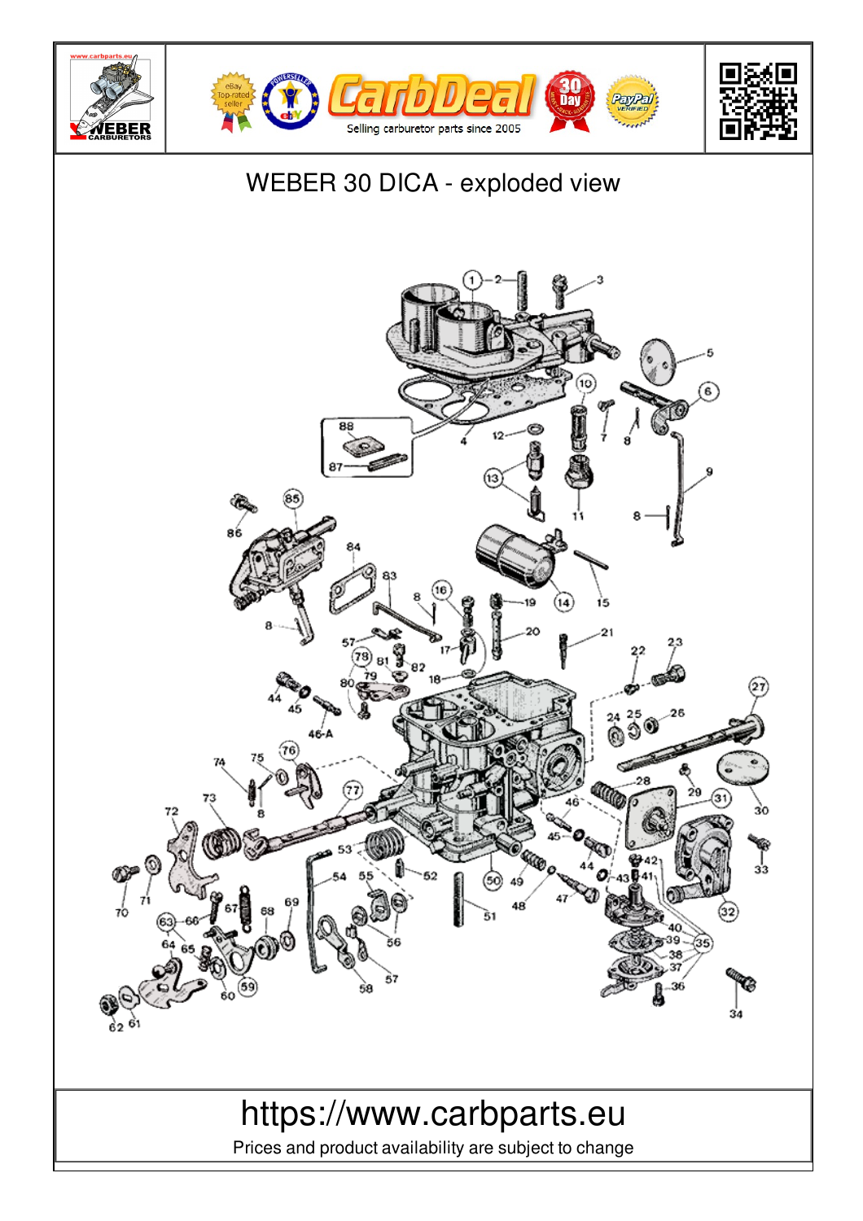# WEBER 30 DICA - exploded view

https://www.carbparts.eu

Prices and product availability are subject to change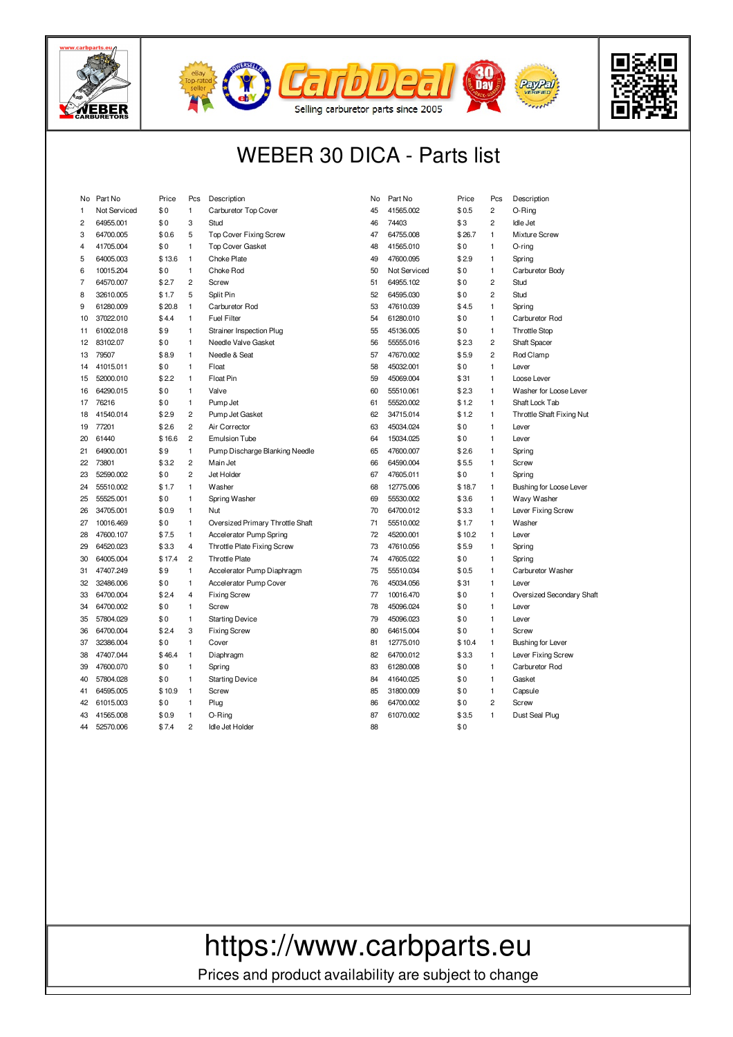# WEBER 30 DICA - Parts list

| No | Part No | Price | Pcs | Description |
|---|---|---|---|---|
| 1 | Not Serviced | $ 0 | 1 | Carburetor Top Cover |
| 2 | 64955.001 | $ 0 | 3 | Stud |
| 3 | 64700.005 | $ 0.6 | 5 | Top Cover Fixing Screw |
| 4 | 41705.004 | $ 0 | 1 | Top Cover Gasket |
| 5 | 64005.003 | $ 13.6 | 1 | Choke Plate |
| 6 | 10015.204 | $ 0 | 1 | Choke Rod |
| 7 | 64570.007 | $ 2.7 | 2 | Screw |
| 8 | 32610.005 | $ 1.7 | 5 | Split Pin |
| 9 | 61280.009 | $ 20.8 | 1 | Carburetor Rod |
| 10 | 37022.010 | $ 4.4 | 1 | Fuel Filter |
| 11 | 61002.018 | $ 9 | 1 | Strainer Inspection Plug |
| 12 | 83102.07 | $ 0 | 1 | Needle Valve Gasket |
| 13 | 79507 | $ 8.9 | 1 | Needle & Seat |
| 14 | 41015.011 | $ 0 | 1 | Float |
| 15 | 52000.010 | $ 2.2 | 1 | Float Pin |
| 16 | 64290.015 | $ 0 | 1 | Valve |
| 17 | 76216 | $ 0 | 1 | Pump Jet |
| 18 | 41540.014 | $ 2.9 | 2 | Pump Jet Gasket |
| 19 | 77201 | $ 2.6 | 2 | Air Corrector |
| 20 | 61440 | $ 16.6 | 2 | Emulsion Tube |
| 21 | 64900.001 | $ 9 | 1 | Pump Discharge Blanking Needle |
| 22 | 73801 | $ 3.2 | 2 | Main Jet |
| 23 | 52590.002 | $ 0 | 2 | Jet Holder |
| 24 | 55510.002 | $ 1.7 | 1 | Washer |
| 25 | 55525.001 | $ 0 | 1 | Spring Washer |
| 26 | 34705.001 | $ 0.9 | 1 | Nut |
| 27 | 10016.469 | $ 0 | 1 | Oversized Primary Throttle Shaft |
| 28 | 47600.107 | $ 7.5 | 1 | Accelerator Pump Spring |
| 29 | 64520.023 | $ 3.3 | 4 | Throttle Plate Fixing Screw |
| 30 | 64005.004 | $ 17.4 | 2 | Throttle Plate |
| 31 | 47407.249 | $ 9 | 1 | Accelerator Pump Diaphragm |
| 32 | 32486.006 | $ 0 | 1 | Accelerator Pump Cover |
| 33 | 64700.004 | $ 2.4 | 4 | Fixing Screw |
| 34 | 64700.002 | $ 0 | 1 | Screw |
| 35 | 57804.029 | $ 0 | 1 | Starting Device |
| 36 | 64700.004 | $ 2.4 | 3 | Fixing Screw |
| 37 | 32386.004 | $ 0 | 1 | Cover |
| 38 | 47407.044 | $ 46.4 | 1 | Diaphragm |
| 39 | 47600.070 | $ 0 | 1 | Spring |
| 40 | 57804.028 | $ 0 | 1 | Starting Device |
| 41 | 64595.005 | $ 10.9 | 1 | Screw |
| 42 | 61015.003 | $ 0 | 1 | Plug |
| 43 | 41565.008 | $ 0.9 | 1 | O-Ring |
| 44 | 52570.006 | $ 7.4 | 2 | Idle Jet Holder |
| 45 | 41565.002 | $ 0.5 | 2 | O-Ring |
| 46 | 74403 | $ 3 | 2 | Idle Jet |
| 47 | 64755.008 | $ 26.7 | 1 | Mixture Screw |
| 48 | 41565.010 | $ 0 | 1 | O-ring |
| 49 | 47600.095 | $ 2.9 | 1 | Spring |
| 50 | Not Serviced | $ 0 | 1 | Carburetor Body |
| 51 | 64955.102 | $ 0 | 2 | Stud |
| 52 | 64595.030 | $ 0 | 2 | Stud |
| 53 | 47610.039 | $ 4.5 | 1 | Spring |
| 54 | 61280.010 | $ 0 | 1 | Carburetor Rod |
| 55 | 45136.005 | $ 0 | 1 | Throttle Stop |
| 56 | 55555.016 | $ 2.3 | 2 | Shaft Spacer |
| 57 | 47670.002 | $ 5.9 | 2 | Rod Clamp |
| 58 | 45032.001 | $ 0 | 1 | Lever |
| 59 | 45069.004 | $ 31 | 1 | Loose Lever |
| 60 | 55510.061 | $ 2.3 | 1 | Washer for Loose Lever |
| 61 | 55520.002 | $ 1.2 | 1 | Shaft Lock Tab |
| 62 | 34715.014 | $ 1.2 | 1 | Throttle Shaft Fixing Nut |
| 63 | 45034.024 | $ 0 | 1 | Lever |
| 64 | 15034.025 | $ 0 | 1 | Lever |
| 65 | 47600.007 | $ 2.6 | 1 | Spring |
| 66 | 64590.004 | $ 5.5 | 1 | Screw |
| 67 | 47605.011 | $ 0 | 1 | Spring |
| 68 | 12775.006 | $ 18.7 | 1 | Bushing for Loose Lever |
| 69 | 55530.002 | $ 3.6 | 1 | Wavy Washer |
| 70 | 64700.012 | $ 3.3 | 1 | Lever Fixing Screw |
| 71 | 55510.002 | $ 1.7 | 1 | Washer |
| 72 | 45200.001 | $ 10.2 | 1 | Lever |
| 73 | 47610.056 | $ 5.9 | 1 | Spring |
| 74 | 47605.022 | $ 0 | 1 | Spring |
| 75 | 55510.034 | $ 0.5 | 1 | Carburetor Washer |
| 76 | 45034.056 | $ 31 | 1 | Lever |
| 77 | 10016.470 | $ 0 | 1 | Oversized Secondary Shaft |
| 78 | 45096.024 | $ 0 | 1 | Lever |
| 79 | 45096.023 | $ 0 | 1 | Lever |
| 80 | 64615.004 | $ 0 | 1 | Screw |
| 81 | 12775.010 | $ 10.4 | 1 | Bushing for Lever |
| 82 | 64700.012 | $ 3.3 | 1 | Lever Fixing Screw |
| 83 | 61280.008 | $ 0 | 1 | Carburetor Rod |
| 84 | 41640.025 | $ 0 | 1 | Gasket |
| 85 | 31800.009 | $ 0 | 1 | Capsule |
| 86 | 64700.002 | $ 0 | 2 | Screw |
| 87 | 61070.002 | $ 3.5 | 1 | Dust Seal Plug |
| 88 | | $ 0 | | |

https://www.carbparts.eu

Prices and product availability are subject to change